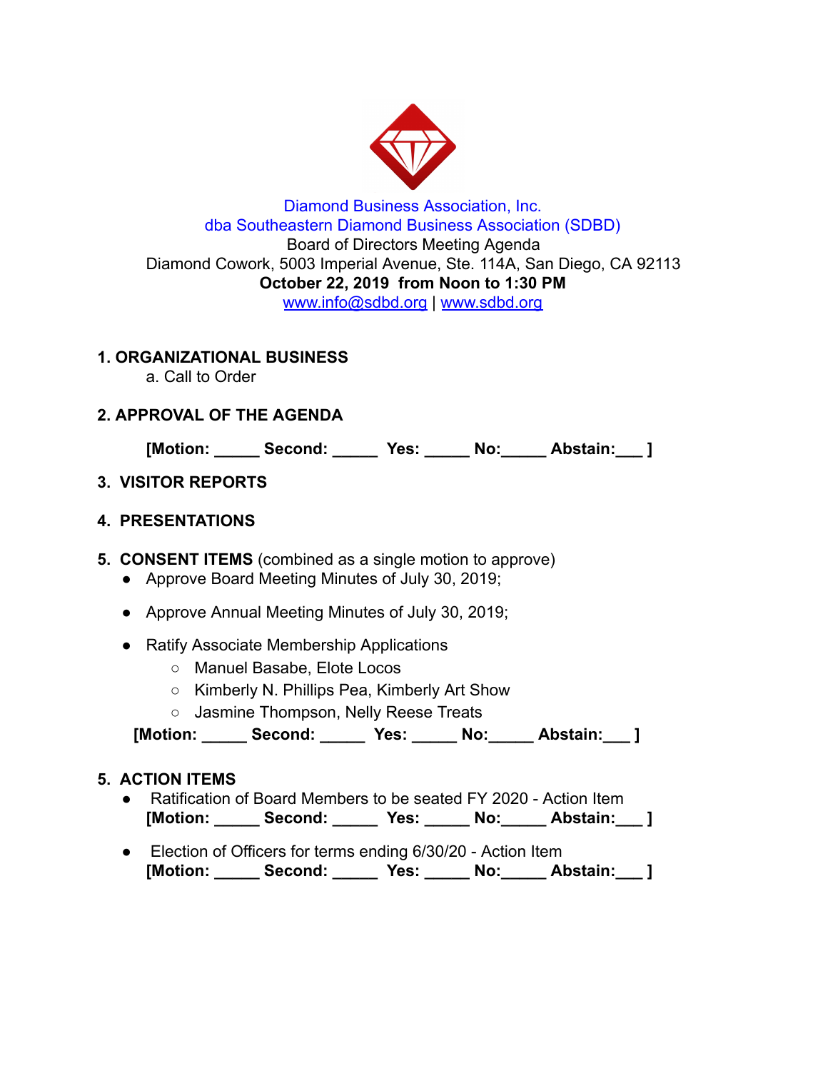Diamond Business Association, Inc.
dba Southeastern Diamond Business Association (SDBD)
Board of Directors Meeting Agenda
Diamond Cowork, 5003 Imperial Avenue, Ste. 114A, San Diego, CA 92113
**October 22, 2019 from Noon to 1:30 PM**
www.info@sdbd.org | www.sdbd.org

**1. ORGANIZATIONAL BUSINESS**

a. Call to Order

**2. APPROVAL OF THE AGENDA**

**[Motion: _____ Second: _____ Yes: _____ No:_____ Abstain:___ ]**

**3. VISITOR REPORTS**

**4. PRESENTATIONS**

**5. CONSENT ITEMS** (combined as a single motion to approve)

- Approve Board Meeting Minutes of July 30, 2019;
- Approve Annual Meeting Minutes of July 30, 2019;
- Ratify Associate Membership Applications
  - Manuel Basabe, Elote Locos
  - Kimberly N. Phillips Pea, Kimberly Art Show
  - Jasmine Thompson, Nelly Reese Treats

**[Motion: _____ Second: _____ Yes: _____ No:_____ Abstain:___ ]**

**5. ACTION ITEMS**

- Ratification of Board Members to be seated FY 2020 - Action Item
  **[Motion: _____ Second: _____ Yes: _____ No:_____ Abstain:___ ]**
- Election of Officers for terms ending 6/30/20 - Action Item
  **[Motion: _____ Second: _____ Yes: _____ No:_____ Abstain:___ ]**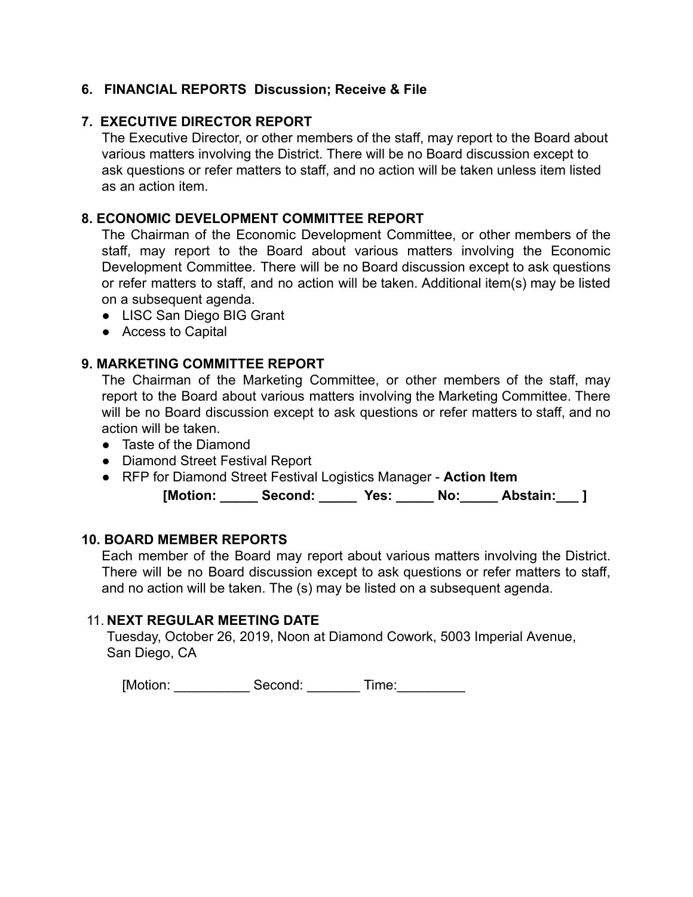**6. FINANCIAL REPORTS Discussion; Receive & File**

**7. EXECUTIVE DIRECTOR REPORT**

The Executive Director, or other members of the staff, may report to the Board about various matters involving the District. There will be no Board discussion except to ask questions or refer matters to staff, and no action will be taken unless item listed as an action item.

**8. ECONOMIC DEVELOPMENT COMMITTEE REPORT**

The Chairman of the Economic Development Committee, or other members of the staff, may report to the Board about various matters involving the Economic Development Committee. There will be no Board discussion except to ask questions or refer matters to staff, and no action will be taken. Additional item(s) may be listed on a subsequent agenda.

- LISC San Diego BIG Grant
- Access to Capital

**9. MARKETING COMMITTEE REPORT**

The Chairman of the Marketing Committee, or other members of the staff, may report to the Board about various matters involving the Marketing Committee. There will be no Board discussion except to ask questions or refer matters to staff, and no action will be taken.

- Taste of the Diamond
- Diamond Street Festival Report
- RFP for Diamond Street Festival Logistics Manager - **Action Item**

**[Motion: _____ Second: _____ Yes: _____ No:_____ Abstain:___ ]**

**10. BOARD MEMBER REPORTS**

Each member of the Board may report about various matters involving the District. There will be no Board discussion except to ask questions or refer matters to staff, and no action will be taken. The (s) may be listed on a subsequent agenda.

11. **NEXT REGULAR MEETING DATE**

Tuesday, October 26, 2019, Noon at Diamond Cowork, 5003 Imperial Avenue, San Diego, CA

[Motion: __________ Second: _______ Time:_________